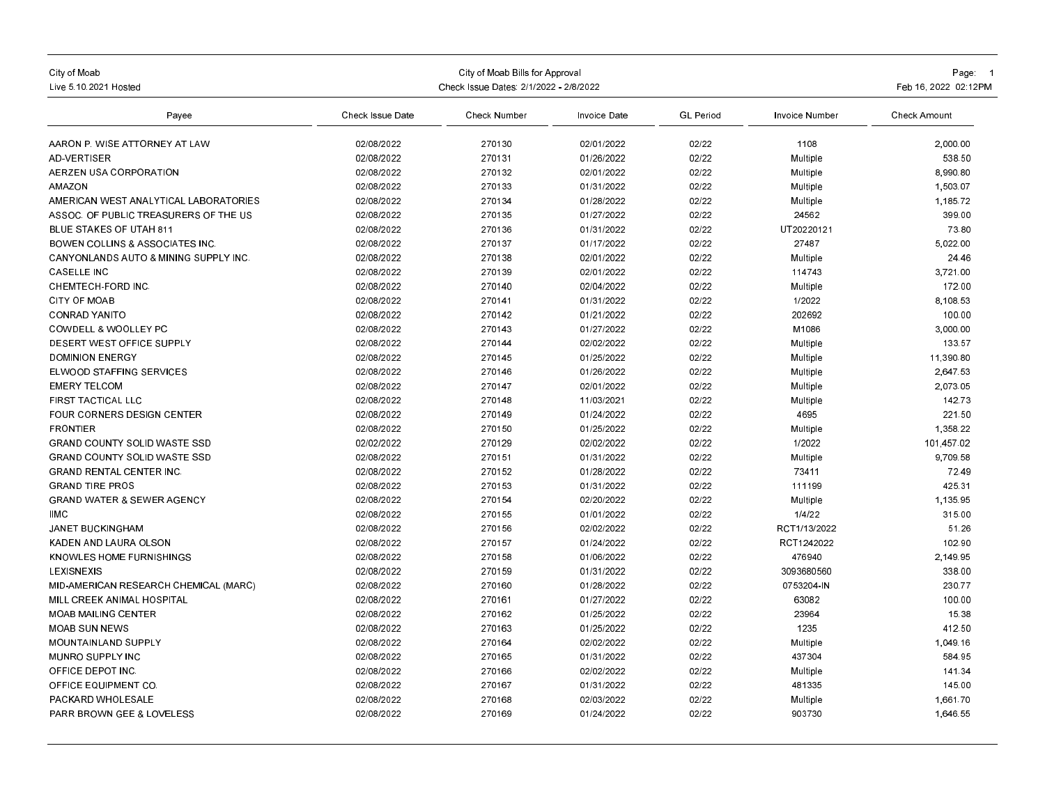City of Moab
Live 5.10.2021 Hosted

City of Moab Bills for Approval
Check Issue Dates: 2/1/2022 - 2/8/2022

Feb 16, 2022 02:12PM

| Payee | Check Issue Date | Check Number | Invoice Date | GL Period | Invoice Number | Check Amount |
|---|---|---|---|---|---|---|
| AARON P. WISE ATTORNEY AT LAW | 02/08/2022 | 270130 | 02/01/2022 | 02/22 | 1108 | 2,000.00 |
| AD-VERTISER | 02/08/2022 | 270131 | 01/26/2022 | 02/22 | Multiple | 538.50 |
| AERZEN USA CORPORATION | 02/08/2022 | 270132 | 02/01/2022 | 02/22 | Multiple | 8,990.80 |
| AMAZON | 02/08/2022 | 270133 | 01/31/2022 | 02/22 | Multiple | 1,503.07 |
| AMERICAN WEST ANALYTICAL LABORATORIES | 02/08/2022 | 270134 | 01/28/2022 | 02/22 | Multiple | 1,185.72 |
| ASSOC. OF PUBLIC TREASURERS OF THE US | 02/08/2022 | 270135 | 01/27/2022 | 02/22 | 24562 | 399.00 |
| BLUE STAKES OF UTAH 811 | 02/08/2022 | 270136 | 01/31/2022 | 02/22 | UT20220121 | 73.80 |
| BOWEN COLLINS & ASSOCIATES INC. | 02/08/2022 | 270137 | 01/17/2022 | 02/22 | 27487 | 5,022.00 |
| CANYONLANDS AUTO & MINING SUPPLY INC. | 02/08/2022 | 270138 | 02/01/2022 | 02/22 | Multiple | 24.46 |
| CASELLE INC | 02/08/2022 | 270139 | 02/01/2022 | 02/22 | 114743 | 3,721.00 |
| CHEMTECH-FORD INC. | 02/08/2022 | 270140 | 02/04/2022 | 02/22 | Multiple | 172.00 |
| CITY OF MOAB | 02/08/2022 | 270141 | 01/31/2022 | 02/22 | 1/2022 | 8,108.53 |
| CONRAD YANITO | 02/08/2022 | 270142 | 01/21/2022 | 02/22 | 202692 | 100.00 |
| COWDELL & WOOLLEY PC | 02/08/2022 | 270143 | 01/27/2022 | 02/22 | M1086 | 3,000.00 |
| DESERT WEST OFFICE SUPPLY | 02/08/2022 | 270144 | 02/02/2022 | 02/22 | Multiple | 133.57 |
| DOMINION ENERGY | 02/08/2022 | 270145 | 01/25/2022 | 02/22 | Multiple | 11,390.80 |
| ELWOOD STAFFING SERVICES | 02/08/2022 | 270146 | 01/26/2022 | 02/22 | Multiple | 2,647.53 |
| EMERY TELCOM | 02/08/2022 | 270147 | 02/01/2022 | 02/22 | Multiple | 2,073.05 |
| FIRST TACTICAL LLC | 02/08/2022 | 270148 | 11/03/2021 | 02/22 | Multiple | 142.73 |
| FOUR CORNERS DESIGN CENTER | 02/08/2022 | 270149 | 01/24/2022 | 02/22 | 4695 | 221.50 |
| FRONTIER | 02/08/2022 | 270150 | 01/25/2022 | 02/22 | Multiple | 1,358.22 |
| GRAND COUNTY SOLID WASTE SSD | 02/02/2022 | 270129 | 02/02/2022 | 02/22 | 1/2022 | 101,457.02 |
| GRAND COUNTY SOLID WASTE SSD | 02/08/2022 | 270151 | 01/31/2022 | 02/22 | Multiple | 9,709.58 |
| GRAND RENTAL CENTER INC. | 02/08/2022 | 270152 | 01/28/2022 | 02/22 | 73411 | 72.49 |
| GRAND TIRE PROS | 02/08/2022 | 270153 | 01/31/2022 | 02/22 | 111199 | 425.31 |
| GRAND WATER & SEWER AGENCY | 02/08/2022 | 270154 | 02/20/2022 | 02/22 | Multiple | 1,135.95 |
| IIMC | 02/08/2022 | 270155 | 01/01/2022 | 02/22 | 1/4/22 | 315.00 |
| JANET BUCKINGHAM | 02/08/2022 | 270156 | 02/02/2022 | 02/22 | RCT1/13/2022 | 51.26 |
| KADEN AND LAURA OLSON | 02/08/2022 | 270157 | 01/24/2022 | 02/22 | RCT1242022 | 102.90 |
| KNOWLES HOME FURNISHINGS | 02/08/2022 | 270158 | 01/06/2022 | 02/22 | 476940 | 2,149.95 |
| LEXISNEXIS | 02/08/2022 | 270159 | 01/31/2022 | 02/22 | 3093680560 | 338.00 |
| MID-AMERICAN RESEARCH CHEMICAL (MARC) | 02/08/2022 | 270160 | 01/28/2022 | 02/22 | 0753204-IN | 230.77 |
| MILL CREEK ANIMAL HOSPITAL | 02/08/2022 | 270161 | 01/27/2022 | 02/22 | 63082 | 100.00 |
| MOAB MAILING CENTER | 02/08/2022 | 270162 | 01/25/2022 | 02/22 | 23964 | 15.38 |
| MOAB SUN NEWS | 02/08/2022 | 270163 | 01/25/2022 | 02/22 | 1235 | 412.50 |
| MOUNTAINLAND SUPPLY | 02/08/2022 | 270164 | 02/02/2022 | 02/22 | Multiple | 1,049.16 |
| MUNRO SUPPLY INC | 02/08/2022 | 270165 | 01/31/2022 | 02/22 | 437304 | 584.95 |
| OFFICE DEPOT INC. | 02/08/2022 | 270166 | 02/02/2022 | 02/22 | Multiple | 141.34 |
| OFFICE EQUIPMENT CO. | 02/08/2022 | 270167 | 01/31/2022 | 02/22 | 481335 | 145.00 |
| PACKARD WHOLESALE | 02/08/2022 | 270168 | 02/03/2022 | 02/22 | Multiple | 1,661.70 |
| PARR BROWN GEE & LOVELESS | 02/08/2022 | 270169 | 01/24/2022 | 02/22 | 903730 | 1,646.55 |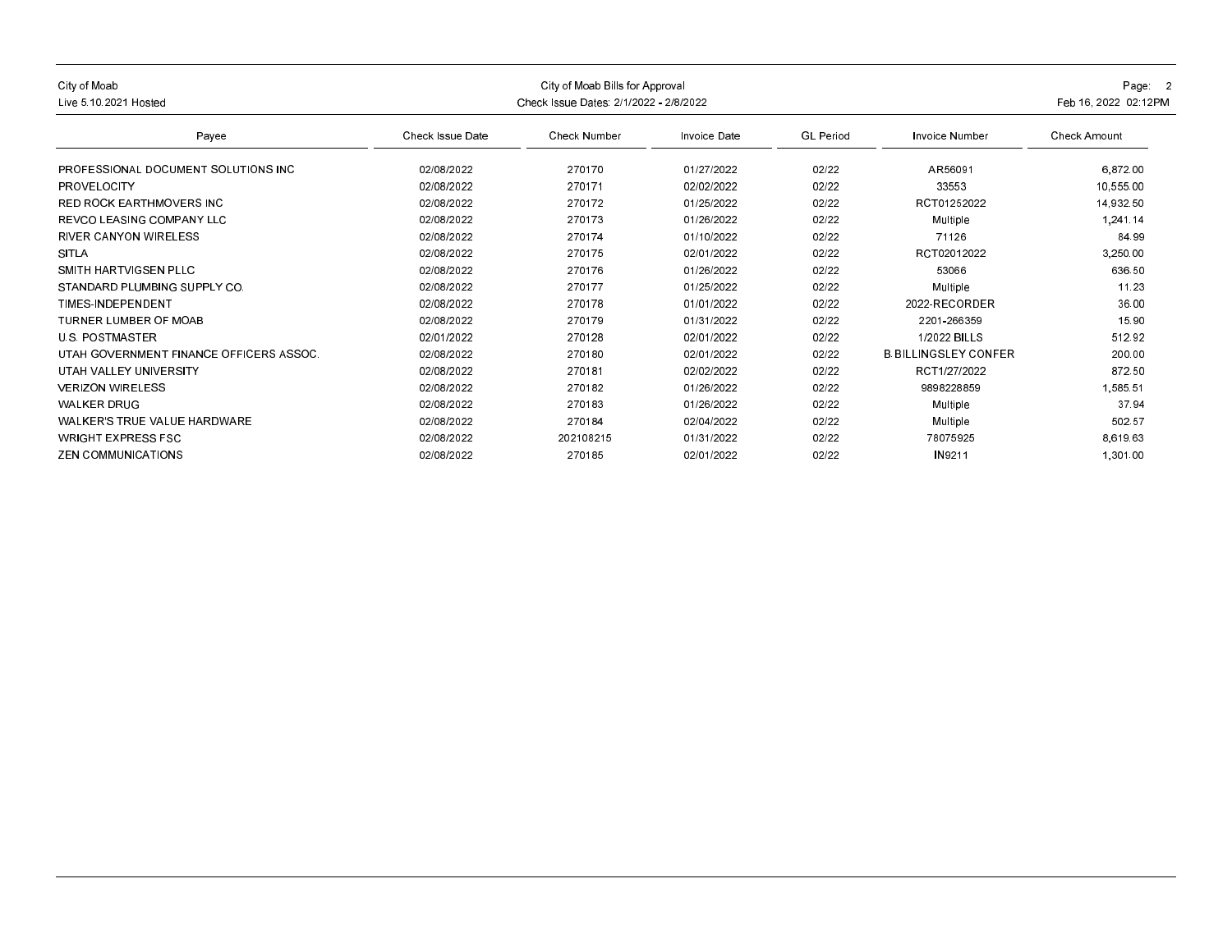| Payee | Check Issue Date | Check Number | Invoice Date | GL Period | Invoice Number | Check Amount |
|---|---|---|---|---|---|---|
| PROFESSIONAL DOCUMENT SOLUTIONS INC | 02/08/2022 | 270170 | 01/27/2022 | 02/22 | AR56091 | 6,872.00 |
| PROVELOCITY | 02/08/2022 | 270171 | 02/02/2022 | 02/22 | 33553 | 10,555.00 |
| RED ROCK EARTHMOVERS INC | 02/08/2022 | 270172 | 01/25/2022 | 02/22 | RCT01252022 | 14,932.50 |
| REVCO LEASING COMPANY LLC | 02/08/2022 | 270173 | 01/26/2022 | 02/22 | Multiple | 1,241.14 |
| RIVER CANYON WIRELESS | 02/08/2022 | 270174 | 01/10/2022 | 02/22 | 71126 | 84.99 |
| SITLA | 02/08/2022 | 270175 | 02/01/2022 | 02/22 | RCT02012022 | 3,250.00 |
| SMITH HARTVIGSEN PLLC | 02/08/2022 | 270176 | 01/26/2022 | 02/22 | 53066 | 636.50 |
| STANDARD PLUMBING SUPPLY CO. | 02/08/2022 | 270177 | 01/25/2022 | 02/22 | Multiple | 11.23 |
| TIMES-INDEPENDENT | 02/08/2022 | 270178 | 01/01/2022 | 02/22 | 2022-RECORDER | 36.00 |
| TURNER LUMBER OF MOAB | 02/08/2022 | 270179 | 01/31/2022 | 02/22 | 2201-266359 | 15.90 |
| U.S. POSTMASTER | 02/01/2022 | 270128 | 02/01/2022 | 02/22 | 1/2022 BILLS | 512.92 |
| UTAH GOVERNMENT FINANCE OFFICERS ASSOC. | 02/08/2022 | 270180 | 02/01/2022 | 02/22 | B.BILLINGSLEY CONFER | 200.00 |
| UTAH VALLEY UNIVERSITY | 02/08/2022 | 270181 | 02/02/2022 | 02/22 | RCT1/27/2022 | 872.50 |
| VERIZON WIRELESS | 02/08/2022 | 270182 | 01/26/2022 | 02/22 | 9898228859 | 1,585.51 |
| WALKER DRUG | 02/08/2022 | 270183 | 01/26/2022 | 02/22 | Multiple | 37.94 |
| WALKER'S TRUE VALUE HARDWARE | 02/08/2022 | 270184 | 02/04/2022 | 02/22 | Multiple | 502.57 |
| WRIGHT EXPRESS FSC | 02/08/2022 | 202108215 | 01/31/2022 | 02/22 | 78075925 | 8,619.63 |
| ZEN COMMUNICATIONS | 02/08/2022 | 270185 | 02/01/2022 | 02/22 | IN9211 | 1,301.00 |